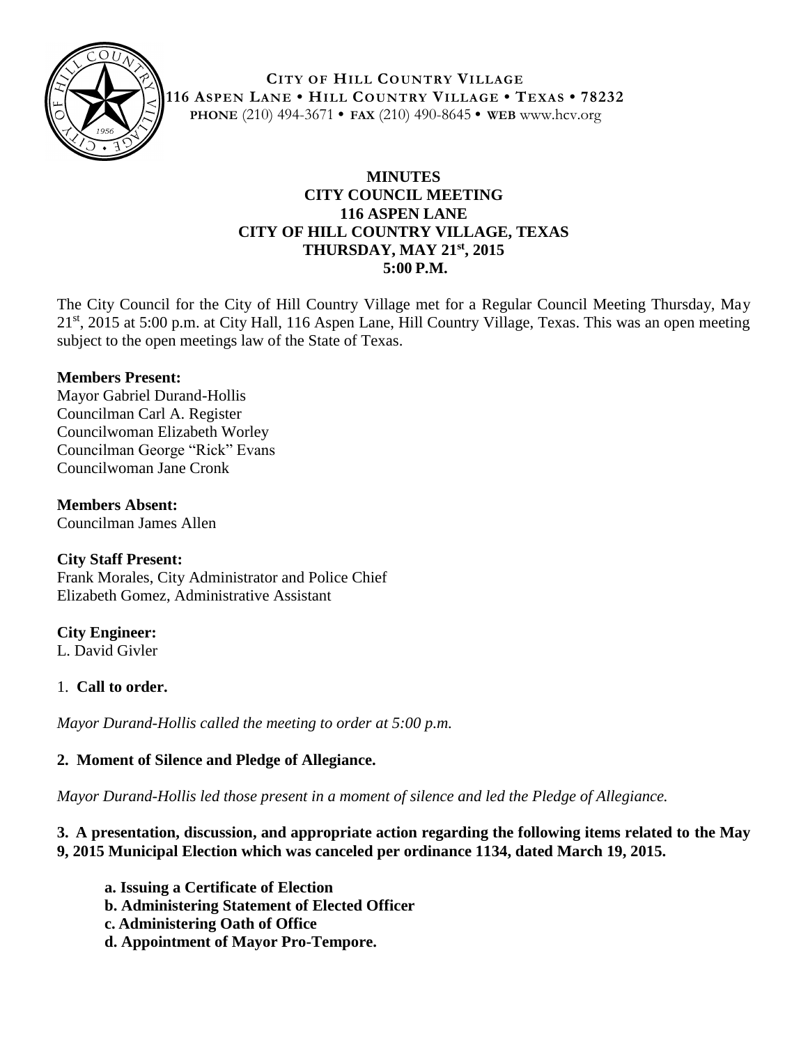**CITY OF HILL COUNTRY VILLAGE**
**116 ASPEN LANE • HILL COUNTRY VILLAGE • TEXAS • 78232**
**PHONE** (210) 494-3671 • **FAX** (210) 490-8645 • **WEB** www.hcv.org

# MINUTES
## CITY COUNCIL MEETING
## 116 ASPEN LANE
## CITY OF HILL COUNTRY VILLAGE, TEXAS
## THURSDAY, MAY 21st, 2015
## 5:00 P.M.

The City Council for the City of Hill Country Village met for a Regular Council Meeting Thursday, May 21st, 2015 at 5:00 p.m. at City Hall, 116 Aspen Lane, Hill Country Village, Texas. This was an open meeting subject to the open meetings law of the State of Texas.

**Members Present:**
Mayor Gabriel Durand-Hollis
Councilman Carl A. Register
Councilwoman Elizabeth Worley
Councilman George "Rick" Evans
Councilwoman Jane Cronk

**Members Absent:**
Councilman James Allen

**City Staff Present:**
Frank Morales, City Administrator and Police Chief
Elizabeth Gomez, Administrative Assistant

**City Engineer:**
L. David Givler

1. **Call to order.**

*Mayor Durand-Hollis called the meeting to order at 5:00 p.m.*

**2. Moment of Silence and Pledge of Allegiance.**

*Mayor Durand-Hollis led those present in a moment of silence and led the Pledge of Allegiance.*

**3. A presentation, discussion, and appropriate action regarding the following items related to the May 9, 2015 Municipal Election which was canceled per ordinance 1134, dated March 19, 2015.**

**a. Issuing a Certificate of Election**
**b. Administering Statement of Elected Officer**
**c. Administering Oath of Office**
**d. Appointment of Mayor Pro-Tempore.**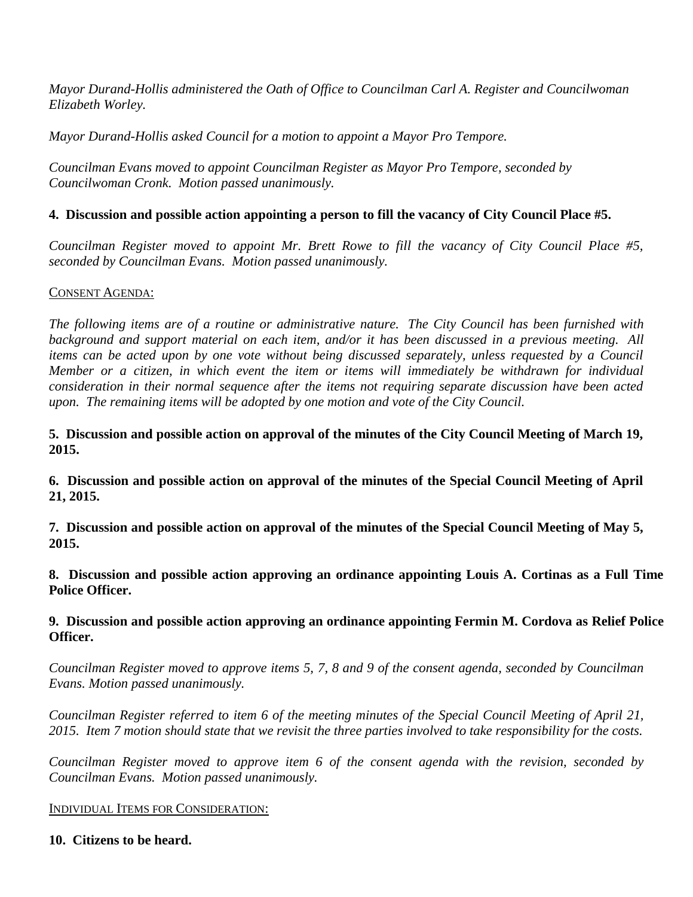*Mayor Durand-Hollis administered the Oath of Office to Councilman Carl A. Register and Councilwoman Elizabeth Worley.*

*Mayor Durand-Hollis asked Council for a motion to appoint a Mayor Pro Tempore.*

*Councilman Evans moved to appoint Councilman Register as Mayor Pro Tempore, seconded by Councilwoman Cronk. Motion passed unanimously.*

**4. Discussion and possible action appointing a person to fill the vacancy of City Council Place #5.**

*Councilman Register moved to appoint Mr. Brett Rowe to fill the vacancy of City Council Place #5, seconded by Councilman Evans. Motion passed unanimously.*

<u>CONSENT AGENDA:</u>

*The following items are of a routine or administrative nature. The City Council has been furnished with background and support material on each item, and/or it has been discussed in a previous meeting. All items can be acted upon by one vote without being discussed separately, unless requested by a Council Member or a citizen, in which event the item or items will immediately be withdrawn for individual consideration in their normal sequence after the items not requiring separate discussion have been acted upon. The remaining items will be adopted by one motion and vote of the City Council.*

**5. Discussion and possible action on approval of the minutes of the City Council Meeting of March 19, 2015.**

**6. Discussion and possible action on approval of the minutes of the Special Council Meeting of April 21, 2015.**

**7. Discussion and possible action on approval of the minutes of the Special Council Meeting of May 5, 2015.**

**8. Discussion and possible action approving an ordinance appointing Louis A. Cortinas as a Full Time Police Officer.**

**9. Discussion and possible action approving an ordinance appointing Fermin M. Cordova as Relief Police Officer.**

*Councilman Register moved to approve items 5, 7, 8 and 9 of the consent agenda, seconded by Councilman Evans. Motion passed unanimously.*

*Councilman Register referred to item 6 of the meeting minutes of the Special Council Meeting of April 21, 2015. Item 7 motion should state that we revisit the three parties involved to take responsibility for the costs.*

*Councilman Register moved to approve item 6 of the consent agenda with the revision, seconded by Councilman Evans. Motion passed unanimously.*

<u>INDIVIDUAL ITEMS FOR CONSIDERATION:</u>

**10. Citizens to be heard.**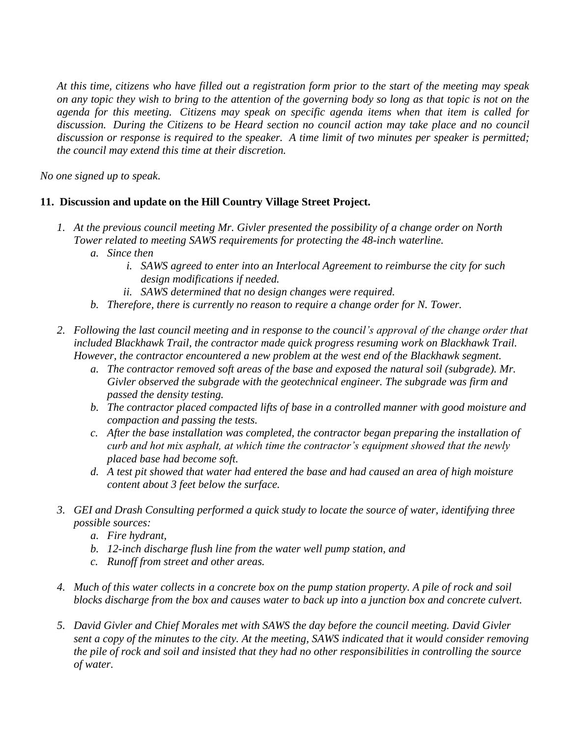*At this time, citizens who have filled out a registration form prior to the start of the meeting may speak on any topic they wish to bring to the attention of the governing body so long as that topic is not on the agenda for this meeting. Citizens may speak on specific agenda items when that item is called for discussion. During the Citizens to be Heard section no council action may take place and no council discussion or response is required to the speaker. A time limit of two minutes per speaker is permitted; the council may extend this time at their discretion.*

*No one signed up to speak.*

**11. Discussion and update on the Hill Country Village Street Project.**

1. *At the previous council meeting Mr. Givler presented the possibility of a change order on North Tower related to meeting SAWS requirements for protecting the 48-inch waterline.*
    a. *Since then*
        i. *SAWS agreed to enter into an Interlocal Agreement to reimburse the city for such design modifications if needed.*
        ii. *SAWS determined that no design changes were required.*
    b. *Therefore, there is currently no reason to require a change order for N. Tower.*

2. *Following the last council meeting and in response to the council's approval of the change order that included Blackhawk Trail, the contractor made quick progress resuming work on Blackhawk Trail. However, the contractor encountered a new problem at the west end of the Blackhawk segment.*
    a. *The contractor removed soft areas of the base and exposed the natural soil (subgrade). Mr. Givler observed the subgrade with the geotechnical engineer. The subgrade was firm and passed the density testing.*
    b. *The contractor placed compacted lifts of base in a controlled manner with good moisture and compaction and passing the tests.*
    c. *After the base installation was completed, the contractor began preparing the installation of curb and hot mix asphalt, at which time the contractor's equipment showed that the newly placed base had become soft.*
    d. *A test pit showed that water had entered the base and had caused an area of high moisture content about 3 feet below the surface.*

3. *GEI and Drash Consulting performed a quick study to locate the source of water, identifying three possible sources:*
    a. *Fire hydrant,*
    b. *12-inch discharge flush line from the water well pump station, and*
    c. *Runoff from street and other areas.*

4. *Much of this water collects in a concrete box on the pump station property. A pile of rock and soil blocks discharge from the box and causes water to back up into a junction box and concrete culvert.*

5. *David Givler and Chief Morales met with SAWS the day before the council meeting. David Givler sent a copy of the minutes to the city. At the meeting, SAWS indicated that it would consider removing the pile of rock and soil and insisted that they had no other responsibilities in controlling the source of water.*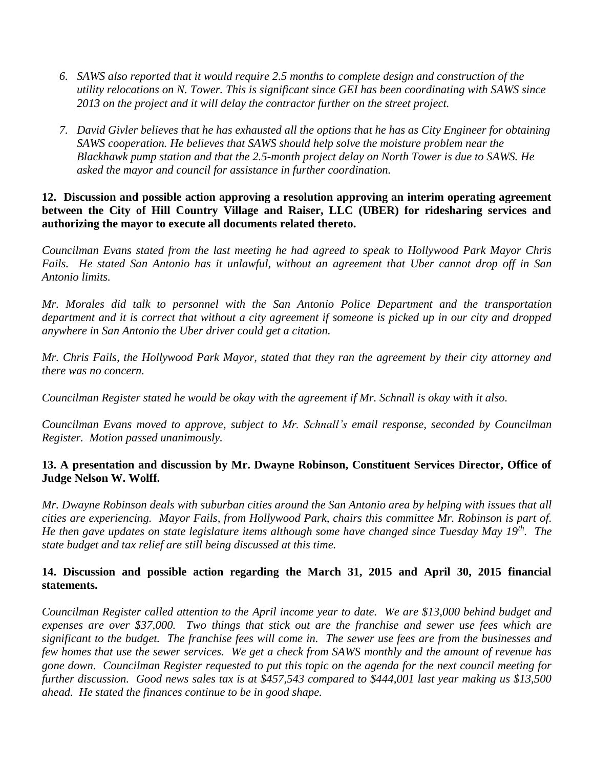6. *SAWS also reported that it would require 2.5 months to complete design and construction of the utility relocations on N. Tower. This is significant since GEI has been coordinating with SAWS since 2013 on the project and it will delay the contractor further on the street project.*

7. *David Givler believes that he has exhausted all the options that he has as City Engineer for obtaining SAWS cooperation. He believes that SAWS should help solve the moisture problem near the Blackhawk pump station and that the 2.5-month project delay on North Tower is due to SAWS. He asked the mayor and council for assistance in further coordination.*

**12. Discussion and possible action approving a resolution approving an interim operating agreement between the City of Hill Country Village and Raiser, LLC (UBER) for ridesharing services and authorizing the mayor to execute all documents related thereto.**

*Councilman Evans stated from the last meeting he had agreed to speak to Hollywood Park Mayor Chris Fails. He stated San Antonio has it unlawful, without an agreement that Uber cannot drop off in San Antonio limits.*

*Mr. Morales did talk to personnel with the San Antonio Police Department and the transportation department and it is correct that without a city agreement if someone is picked up in our city and dropped anywhere in San Antonio the Uber driver could get a citation.*

*Mr. Chris Fails, the Hollywood Park Mayor, stated that they ran the agreement by their city attorney and there was no concern.*

*Councilman Register stated he would be okay with the agreement if Mr. Schnall is okay with it also.*

*Councilman Evans moved to approve, subject to Mr. Schnall's email response, seconded by Councilman Register. Motion passed unanimously.*

**13. A presentation and discussion by Mr. Dwayne Robinson, Constituent Services Director, Office of Judge Nelson W. Wolff.**

*Mr. Dwayne Robinson deals with suburban cities around the San Antonio area by helping with issues that all cities are experiencing. Mayor Fails, from Hollywood Park, chairs this committee Mr. Robinson is part of. He then gave updates on state legislature items although some have changed since Tuesday May 19th. The state budget and tax relief are still being discussed at this time.*

**14. Discussion and possible action regarding the March 31, 2015 and April 30, 2015 financial statements.**

*Councilman Register called attention to the April income year to date. We are $13,000 behind budget and expenses are over $37,000. Two things that stick out are the franchise and sewer use fees which are significant to the budget. The franchise fees will come in. The sewer use fees are from the businesses and few homes that use the sewer services. We get a check from SAWS monthly and the amount of revenue has gone down. Councilman Register requested to put this topic on the agenda for the next council meeting for further discussion. Good news sales tax is at $457,543 compared to $444,001 last year making us $13,500 ahead. He stated the finances continue to be in good shape.*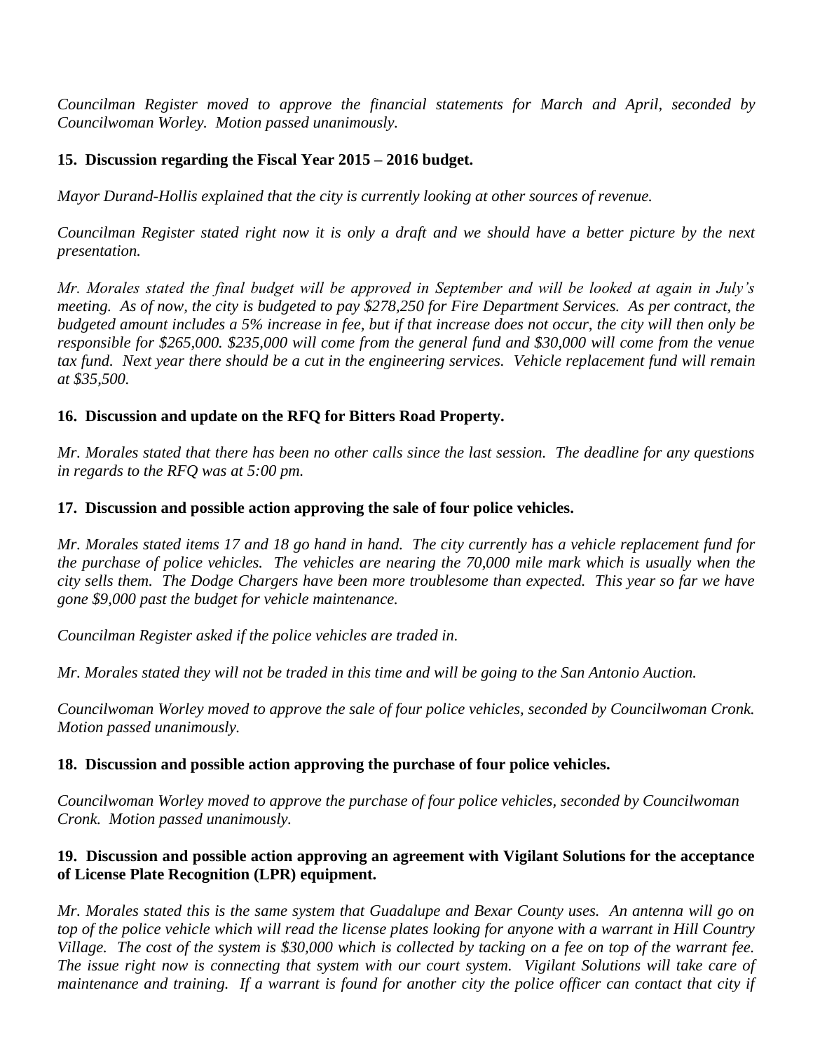*Councilman Register moved to approve the financial statements for March and April, seconded by Councilwoman Worley. Motion passed unanimously.*

**15. Discussion regarding the Fiscal Year 2015 – 2016 budget.**

*Mayor Durand-Hollis explained that the city is currently looking at other sources of revenue.*

*Councilman Register stated right now it is only a draft and we should have a better picture by the next presentation.*

*Mr. Morales stated the final budget will be approved in September and will be looked at again in July's meeting. As of now, the city is budgeted to pay $278,250 for Fire Department Services. As per contract, the budgeted amount includes a 5% increase in fee, but if that increase does not occur, the city will then only be responsible for $265,000. $235,000 will come from the general fund and $30,000 will come from the venue tax fund. Next year there should be a cut in the engineering services. Vehicle replacement fund will remain at $35,500.*

**16. Discussion and update on the RFQ for Bitters Road Property.**

*Mr. Morales stated that there has been no other calls since the last session. The deadline for any questions in regards to the RFQ was at 5:00 pm.*

**17. Discussion and possible action approving the sale of four police vehicles.**

*Mr. Morales stated items 17 and 18 go hand in hand. The city currently has a vehicle replacement fund for the purchase of police vehicles. The vehicles are nearing the 70,000 mile mark which is usually when the city sells them. The Dodge Chargers have been more troublesome than expected. This year so far we have gone $9,000 past the budget for vehicle maintenance.*

*Councilman Register asked if the police vehicles are traded in.*

*Mr. Morales stated they will not be traded in this time and will be going to the San Antonio Auction.*

*Councilwoman Worley moved to approve the sale of four police vehicles, seconded by Councilwoman Cronk. Motion passed unanimously.*

**18. Discussion and possible action approving the purchase of four police vehicles.**

*Councilwoman Worley moved to approve the purchase of four police vehicles, seconded by Councilwoman Cronk. Motion passed unanimously.*

**19. Discussion and possible action approving an agreement with Vigilant Solutions for the acceptance of License Plate Recognition (LPR) equipment.**

*Mr. Morales stated this is the same system that Guadalupe and Bexar County uses. An antenna will go on top of the police vehicle which will read the license plates looking for anyone with a warrant in Hill Country Village. The cost of the system is $30,000 which is collected by tacking on a fee on top of the warrant fee. The issue right now is connecting that system with our court system. Vigilant Solutions will take care of maintenance and training. If a warrant is found for another city the police officer can contact that city if*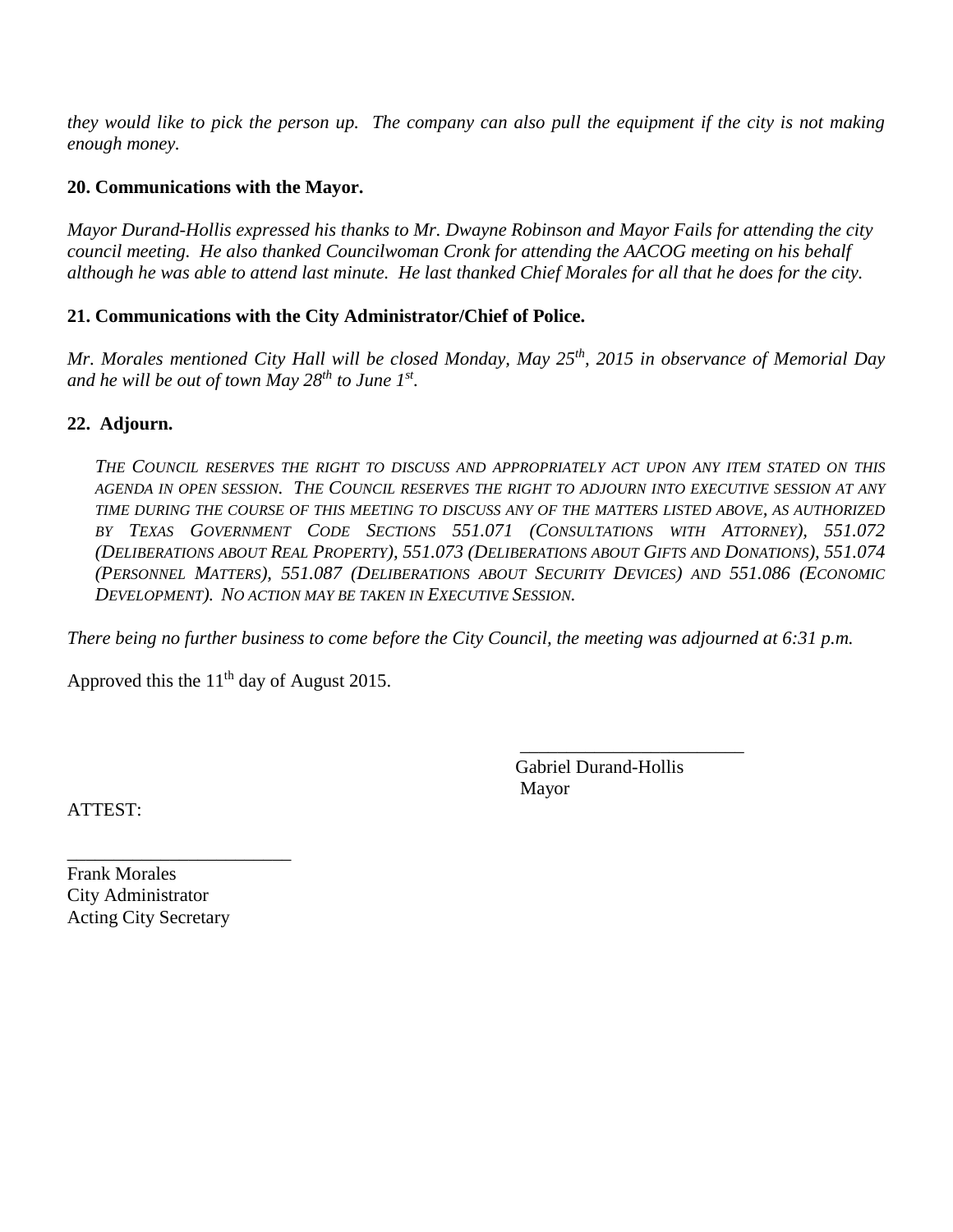*they would like to pick the person up. The company can also pull the equipment if the city is not making enough money.*

**20. Communications with the Mayor.**

*Mayor Durand-Hollis expressed his thanks to Mr. Dwayne Robinson and Mayor Fails for attending the city council meeting. He also thanked Councilwoman Cronk for attending the AACOG meeting on his behalf although he was able to attend last minute. He last thanked Chief Morales for all that he does for the city.*

**21. Communications with the City Administrator/Chief of Police.**

*Mr. Morales mentioned City Hall will be closed Monday, May 25th, 2015 in observance of Memorial Day and he will be out of town May 28th to June 1st.*

**22. Adjourn.**

*THE COUNCIL RESERVES THE RIGHT TO DISCUSS AND APPROPRIATELY ACT UPON ANY ITEM STATED ON THIS AGENDA IN OPEN SESSION. THE COUNCIL RESERVES THE RIGHT TO ADJOURN INTO EXECUTIVE SESSION AT ANY TIME DURING THE COURSE OF THIS MEETING TO DISCUSS ANY OF THE MATTERS LISTED ABOVE, AS AUTHORIZED BY TEXAS GOVERNMENT CODE SECTIONS 551.071 (CONSULTATIONS WITH ATTORNEY), 551.072 (DELIBERATIONS ABOUT REAL PROPERTY), 551.073 (DELIBERATIONS ABOUT GIFTS AND DONATIONS), 551.074 (PERSONNEL MATTERS), 551.087 (DELIBERATIONS ABOUT SECURITY DEVICES) AND 551.086 (ECONOMIC DEVELOPMENT). NO ACTION MAY BE TAKEN IN EXECUTIVE SESSION.*

*There being no further business to come before the City Council, the meeting was adjourned at 6:31 p.m.*

Approved this the 11th day of August 2015.

\_\_\_\_\_\_\_\_\_\_\_\_\_\_\_\_\_\_\_\_\_\_\_\_
Gabriel Durand-Hollis
Mayor

ATTEST:

\_\_\_\_\_\_\_\_\_\_\_\_\_\_\_\_\_\_\_\_\_\_\_\_
Frank Morales
City Administrator
Acting City Secretary